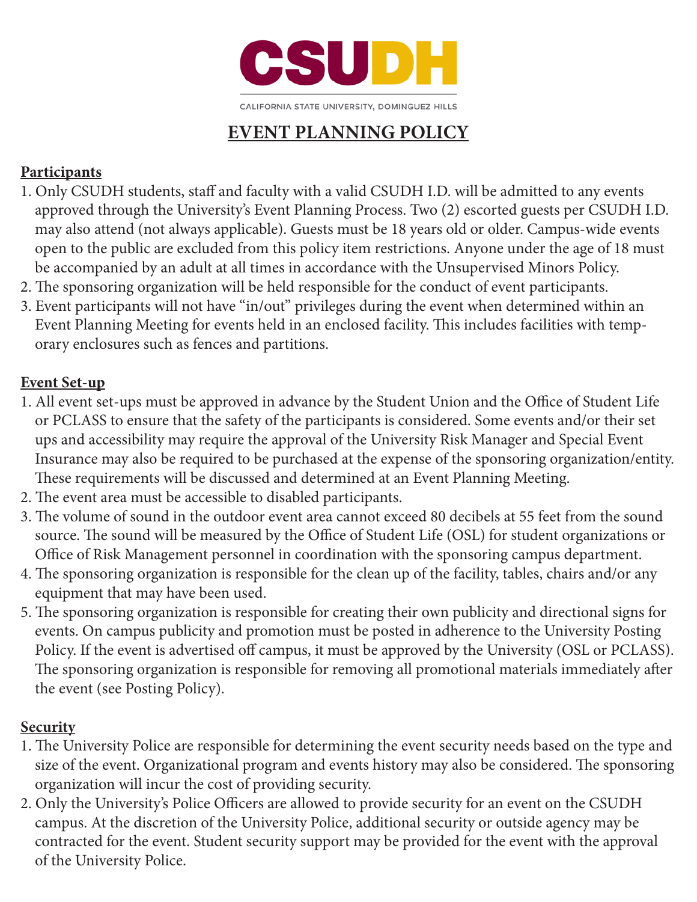CSUDH

CALIFORNIA STATE UNIVERSITY, DOMINGUEZ HILLS

# EVENT PLANNING POLICY

## Participants

1. Only CSUDH students, staff and faculty with a valid CSUDH I.D. will be admitted to any events approved through the University's Event Planning Process. Two (2) escorted guests per CSUDH I.D. may also attend (not always applicable). Guests must be 18 years old or older. Campus-wide events open to the public are excluded from this policy item restrictions. Anyone under the age of 18 must be accompanied by an adult at all times in accordance with the Unsupervised Minors Policy.
2. The sponsoring organization will be held responsible for the conduct of event participants.
3. Event participants will not have "in/out" privileges during the event when determined within an Event Planning Meeting for events held in an enclosed facility. This includes facilities with temporary enclosures such as fences and partitions.

## Event Set-up

1. All event set-ups must be approved in advance by the Student Union and the Office of Student Life or PCLASS to ensure that the safety of the participants is considered. Some events and/or their set ups and accessibility may require the approval of the University Risk Manager and Special Event Insurance may also be required to be purchased at the expense of the sponsoring organization/entity. These requirements will be discussed and determined at an Event Planning Meeting.
2. The event area must be accessible to disabled participants.
3. The volume of sound in the outdoor event area cannot exceed 80 decibels at 55 feet from the sound source. The sound will be measured by the Office of Student Life (OSL) for student organizations or Office of Risk Management personnel in coordination with the sponsoring campus department.
4. The sponsoring organization is responsible for the clean up of the facility, tables, chairs and/or any equipment that may have been used.
5. The sponsoring organization is responsible for creating their own publicity and directional signs for events. On campus publicity and promotion must be posted in adherence to the University Posting Policy. If the event is advertised off campus, it must be approved by the University (OSL or PCLASS). The sponsoring organization is responsible for removing all promotional materials immediately after the event (see Posting Policy).

## Security

1. The University Police are responsible for determining the event security needs based on the type and size of the event. Organizational program and events history may also be considered. The sponsoring organization will incur the cost of providing security.
2. Only the University's Police Officers are allowed to provide security for an event on the CSUDH campus. At the discretion of the University Police, additional security or outside agency may be contracted for the event. Student security support may be provided for the event with the approval of the University Police.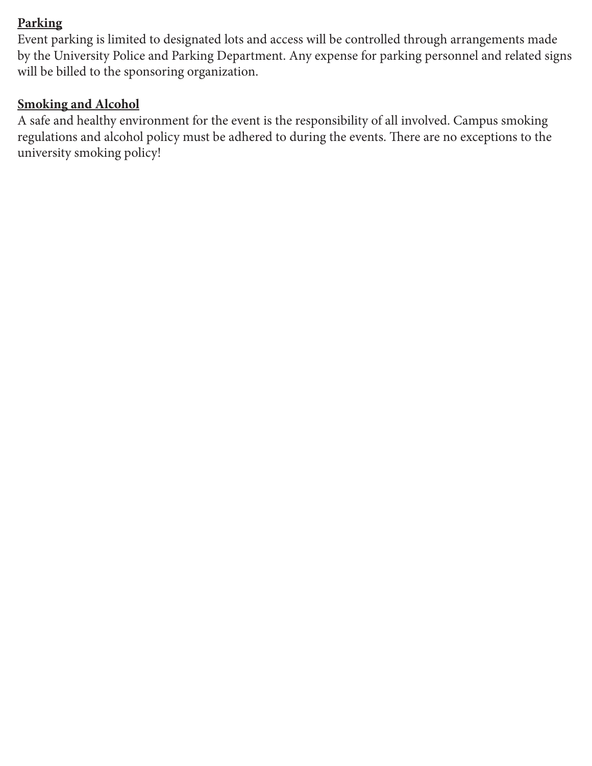**Parking**

Event parking is limited to designated lots and access will be controlled through arrangements made by the University Police and Parking Department. Any expense for parking personnel and related signs will be billed to the sponsoring organization.

**Smoking and Alcohol**

A safe and healthy environment for the event is the responsibility of all involved. Campus smoking regulations and alcohol policy must be adhered to during the events. There are no exceptions to the university smoking policy!